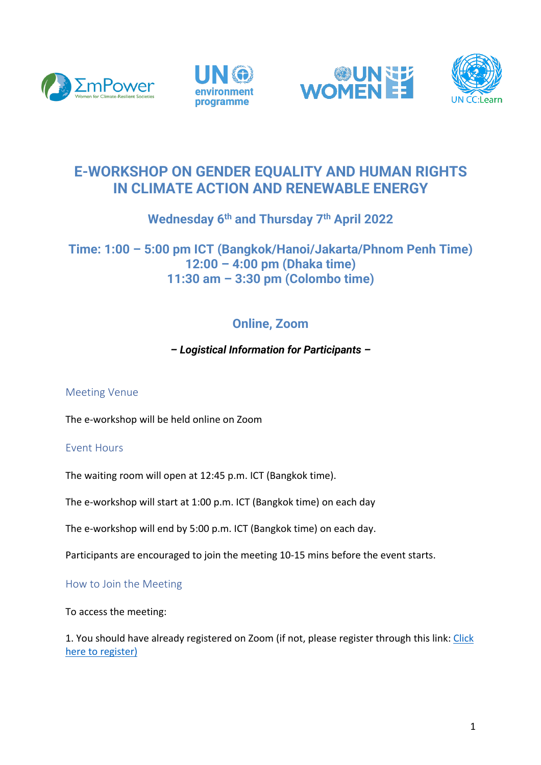# E-WORKSHOP ON GENDER EQUALITY AND HUMAN RIGHTS IN CLIMATE ACTION AND RENEWABLE ENERGY

## Wednesday 6th and Thursday 7th April 2022

## Time: 1:00 – 5:00 pm ICT (Bangkok/Hanoi/Jakarta/Phnom Penh Time) 12:00 – 4:00 pm (Dhaka time) 11:30 am – 3:30 pm (Colombo time)

## Online, Zoom

***– Logistical Information for Participants –***

### Meeting Venue

The e-workshop will be held online on Zoom

### Event Hours

The waiting room will open at 12:45 p.m. ICT (Bangkok time).

The e-workshop will start at 1:00 p.m. ICT (Bangkok time) on each day

The e-workshop will end by 5:00 p.m. ICT (Bangkok time) on each day.

Participants are encouraged to join the meeting 10-15 mins before the event starts.

### How to Join the Meeting

To access the meeting:

1. You should have already registered on Zoom (if not, please register through this link: Click here to register)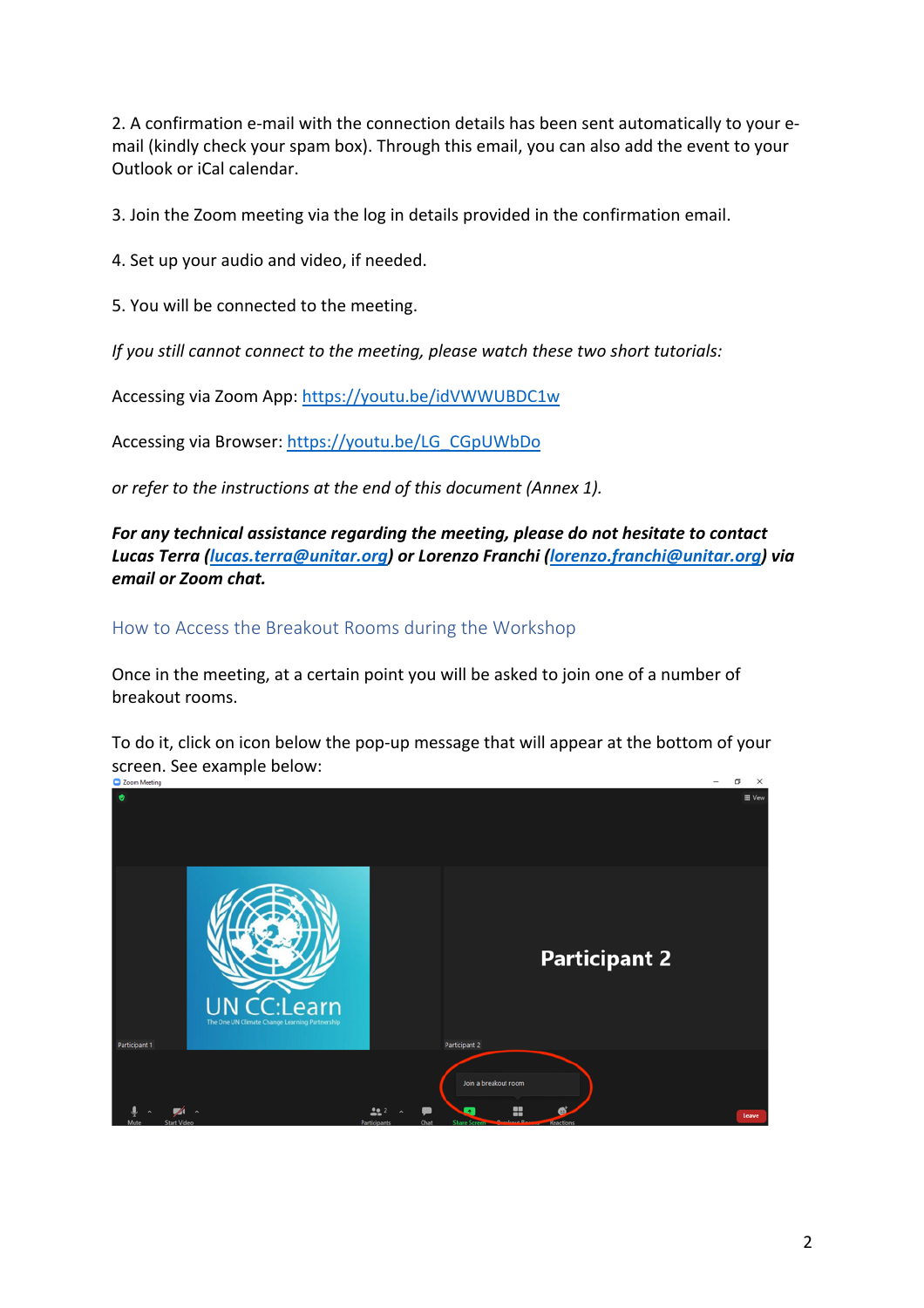2. A confirmation e-mail with the connection details has been sent automatically to your e-mail (kindly check your spam box). Through this email, you can also add the event to your Outlook or iCal calendar.

3. Join the Zoom meeting via the log in details provided in the confirmation email.

4. Set up your audio and video, if needed.

5. You will be connected to the meeting.

*If you still cannot connect to the meeting, please watch these two short tutorials:*

Accessing via Zoom App: https://youtu.be/idVWWUBDC1w

Accessing via Browser: https://youtu.be/LG_CGpUWbDo

*or refer to the instructions at the end of this document (Annex 1).*

***For any technical assistance regarding the meeting, please do not hesitate to contact Lucas Terra (lucas.terra@unitar.org) or Lorenzo Franchi (lorenzo.franchi@unitar.org) via email or Zoom chat.***

## How to Access the Breakout Rooms during the Workshop

Once in the meeting, at a certain point you will be asked to join one of a number of breakout rooms.

To do it, click on icon below the pop-up message that will appear at the bottom of your screen. See example below: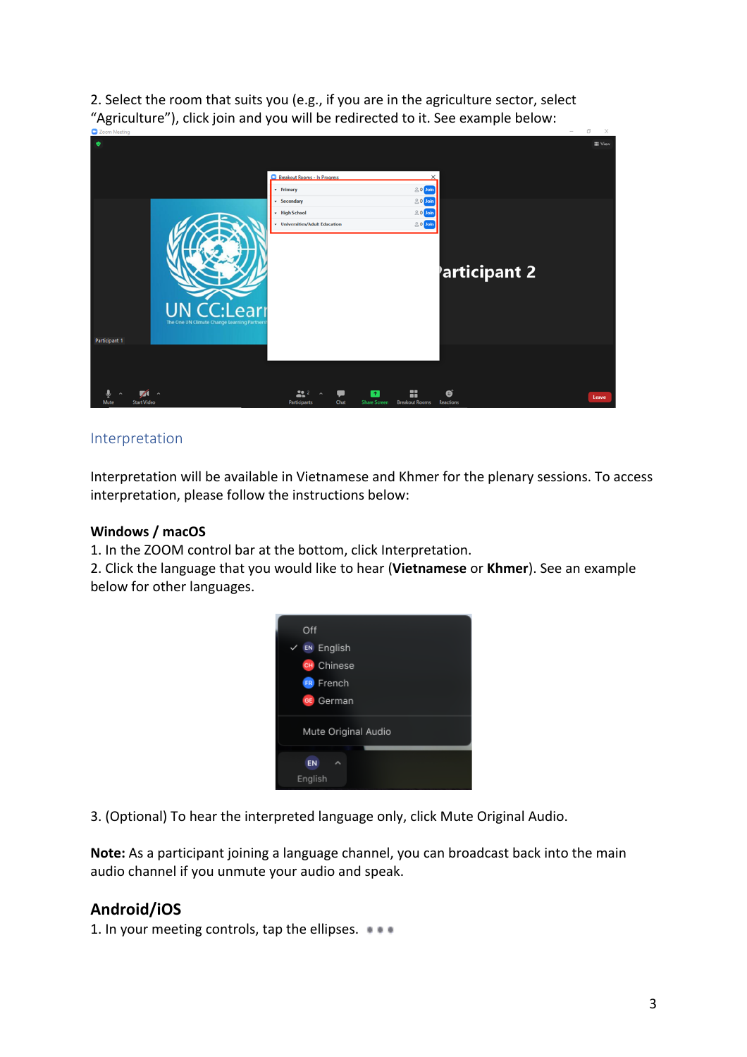2. Select the room that suits you (e.g., if you are in the agriculture sector, select "Agriculture"), click join and you will be redirected to it. See example below:

## Interpretation

Interpretation will be available in Vietnamese and Khmer for the plenary sessions. To access interpretation, please follow the instructions below:

**Windows / macOS**

1. In the ZOOM control bar at the bottom, click Interpretation.
2. Click the language that you would like to hear (**Vietnamese** or **Khmer**). See an example below for other languages.

3. (Optional) To hear the interpreted language only, click Mute Original Audio.

**Note:** As a participant joining a language channel, you can broadcast back into the main audio channel if you unmute your audio and speak.

## Android/iOS

1. In your meeting controls, tap the ellipses.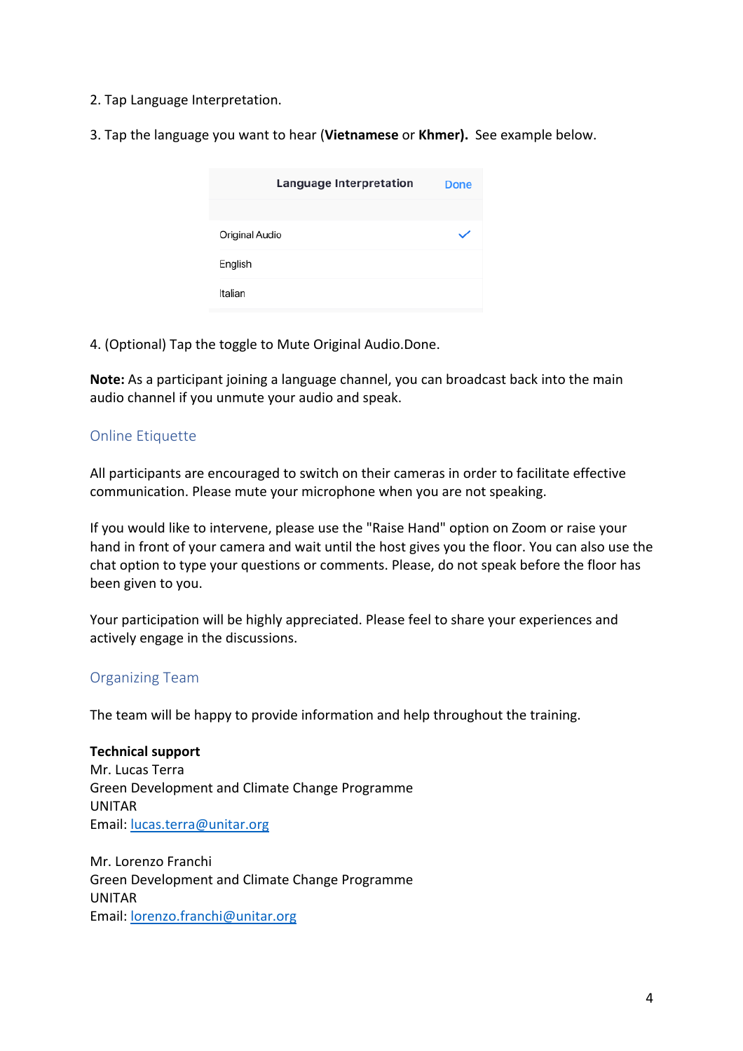2. Tap Language Interpretation.

3. Tap the language you want to hear (**Vietnamese** or **Khmer).** See example below.

| Language Interpretation | Done |
|---|---|
| Original Audio | ✓ |
| English | |
| Italian | |

4. (Optional) Tap the toggle to Mute Original Audio.Done.

**Note:** As a participant joining a language channel, you can broadcast back into the main audio channel if you unmute your audio and speak.

## Online Etiquette

All participants are encouraged to switch on their cameras in order to facilitate effective communication. Please mute your microphone when you are not speaking.

If you would like to intervene, please use the "Raise Hand" option on Zoom or raise your hand in front of your camera and wait until the host gives you the floor. You can also use the chat option to type your questions or comments. Please, do not speak before the floor has been given to you.

Your participation will be highly appreciated. Please feel to share your experiences and actively engage in the discussions.

## Organizing Team

The team will be happy to provide information and help throughout the training.

**Technical support**
Mr. Lucas Terra
Green Development and Climate Change Programme
UNITAR
Email: lucas.terra@unitar.org

Mr. Lorenzo Franchi
Green Development and Climate Change Programme
UNITAR
Email: lorenzo.franchi@unitar.org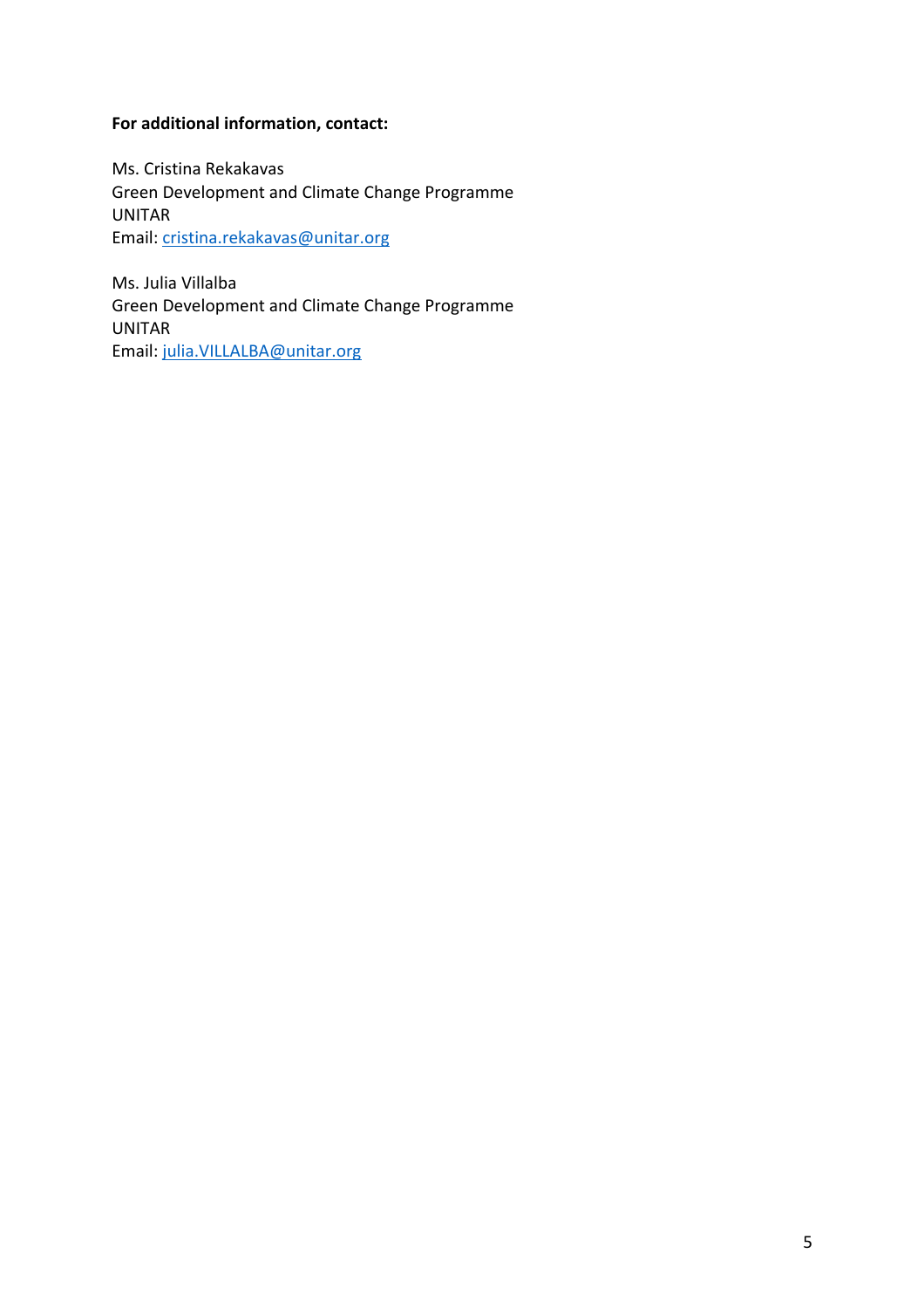**For additional information, contact:**

Ms. Cristina Rekakavas  
Green Development and Climate Change Programme  
UNITAR  
Email: cristina.rekakavas@unitar.org

Ms. Julia Villalba  
Green Development and Climate Change Programme  
UNITAR  
Email: julia.VILLALBA@unitar.org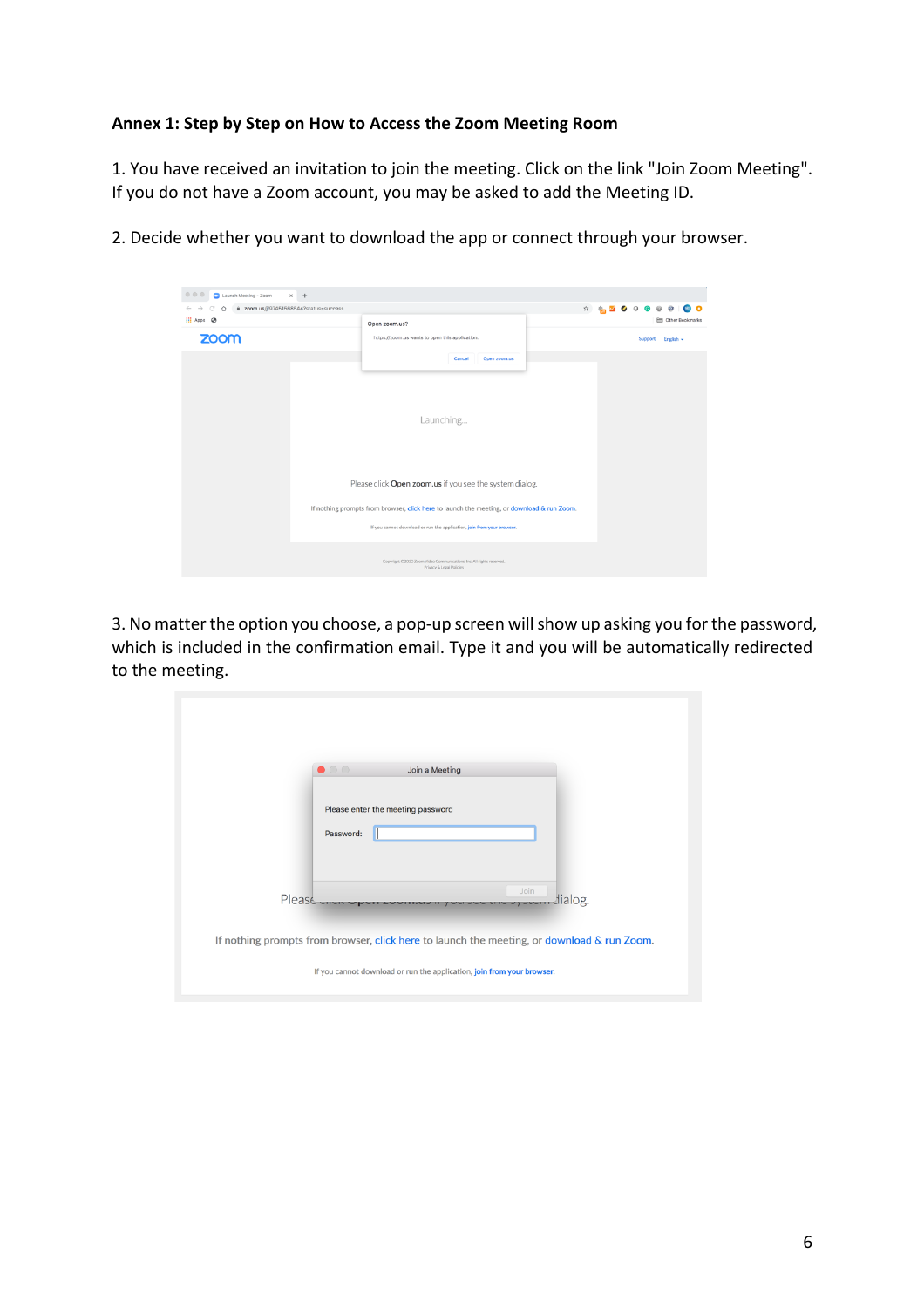**Annex 1: Step by Step on How to Access the Zoom Meeting Room**

1. You have received an invitation to join the meeting. Click on the link "Join Zoom Meeting". If you do not have a Zoom account, you may be asked to add the Meeting ID.

2. Decide whether you want to download the app or connect through your browser.

3. No matter the option you choose, a pop-up screen will show up asking you for the password, which is included in the confirmation email. Type it and you will be automatically redirected to the meeting.